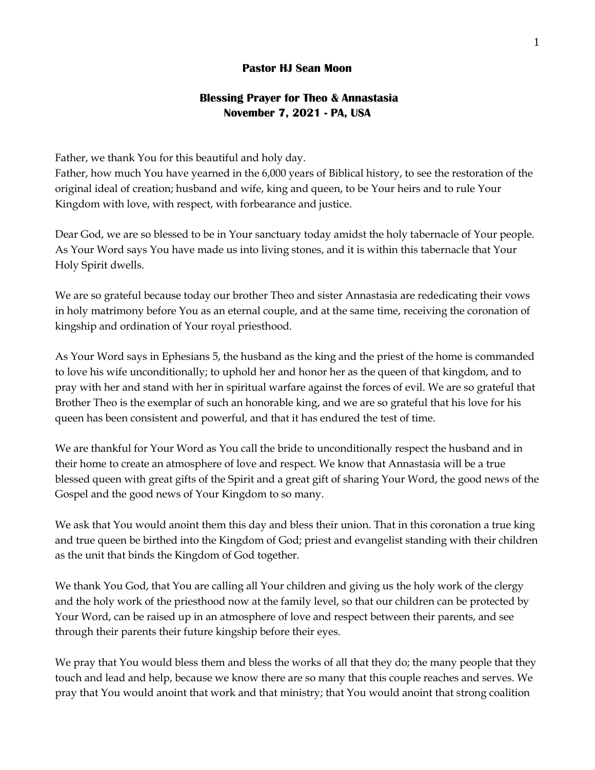**Pastor HJ Sean Moon**

**Blessing Prayer for Theo & Annastasia**
**November 7, 2021 - PA, USA**

Father, we thank You for this beautiful and holy day.
Father, how much You have yearned in the 6,000 years of Biblical history, to see the restoration of the original ideal of creation; husband and wife, king and queen, to be Your heirs and to rule Your Kingdom with love, with respect, with forbearance and justice.

Dear God, we are so blessed to be in Your sanctuary today amidst the holy tabernacle of Your people. As Your Word says You have made us into living stones, and it is within this tabernacle that Your Holy Spirit dwells.

We are so grateful because today our brother Theo and sister Annastasia are rededicating their vows in holy matrimony before You as an eternal couple, and at the same time, receiving the coronation of kingship and ordination of Your royal priesthood.

As Your Word says in Ephesians 5, the husband as the king and the priest of the home is commanded to love his wife unconditionally; to uphold her and honor her as the queen of that kingdom, and to pray with her and stand with her in spiritual warfare against the forces of evil. We are so grateful that Brother Theo is the exemplar of such an honorable king, and we are so grateful that his love for his queen has been consistent and powerful, and that it has endured the test of time.

We are thankful for Your Word as You call the bride to unconditionally respect the husband and in their home to create an atmosphere of love and respect. We know that Annastasia will be a true blessed queen with great gifts of the Spirit and a great gift of sharing Your Word, the good news of the Gospel and the good news of Your Kingdom to so many.

We ask that You would anoint them this day and bless their union. That in this coronation a true king and true queen be birthed into the Kingdom of God; priest and evangelist standing with their children as the unit that binds the Kingdom of God together.

We thank You God, that You are calling all Your children and giving us the holy work of the clergy and the holy work of the priesthood now at the family level, so that our children can be protected by Your Word, can be raised up in an atmosphere of love and respect between their parents, and see through their parents their future kingship before their eyes.

We pray that You would bless them and bless the works of all that they do; the many people that they touch and lead and help, because we know there are so many that this couple reaches and serves. We pray that You would anoint that work and that ministry; that You would anoint that strong coalition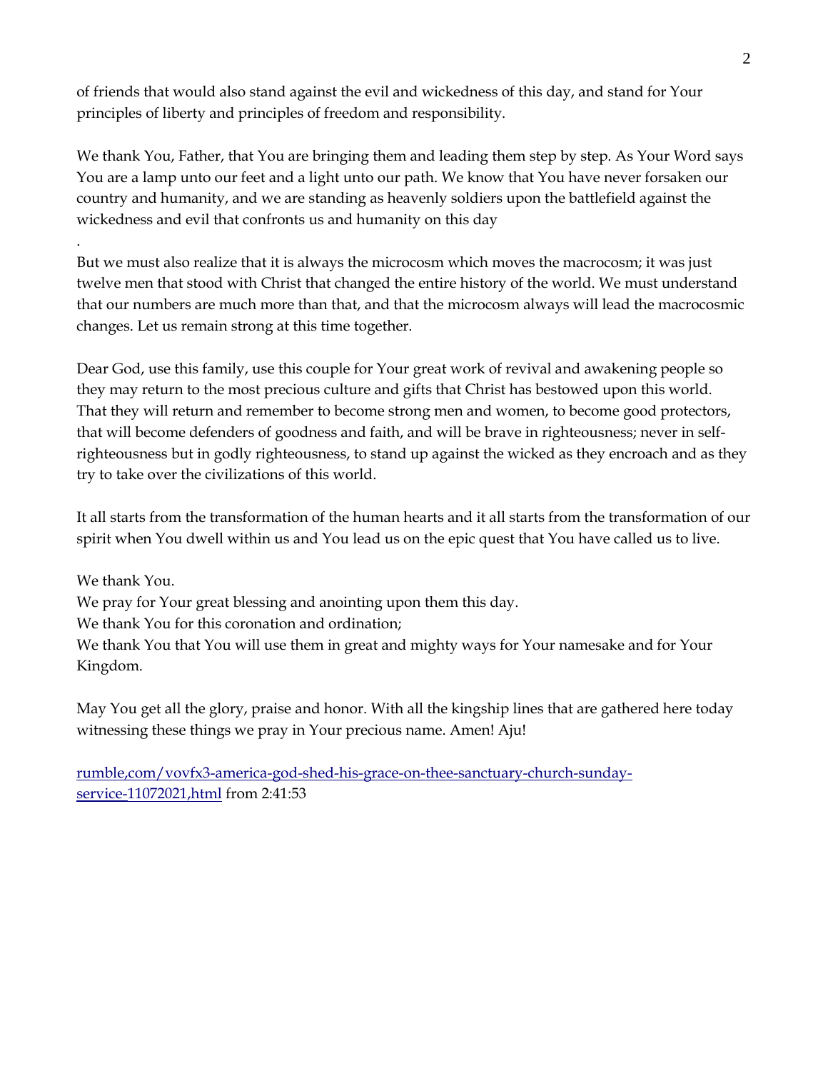of friends that would also stand against the evil and wickedness of this day, and stand for Your principles of liberty and principles of freedom and responsibility.

We thank You, Father, that You are bringing them and leading them step by step. As Your Word says You are a lamp unto our feet and a light unto our path. We know that You have never forsaken our country and humanity, and we are standing as heavenly soldiers upon the battlefield against the wickedness and evil that confronts us and humanity on this day

.

But we must also realize that it is always the microcosm which moves the macrocosm; it was just twelve men that stood with Christ that changed the entire history of the world. We must understand that our numbers are much more than that, and that the microcosm always will lead the macrocosmic changes. Let us remain strong at this time together.

Dear God, use this family, use this couple for Your great work of revival and awakening people so they may return to the most precious culture and gifts that Christ has bestowed upon this world. That they will return and remember to become strong men and women, to become good protectors, that will become defenders of goodness and faith, and will be brave in righteousness; never in self-righteousness but in godly righteousness, to stand up against the wicked as they encroach and as they try to take over the civilizations of this world.

It all starts from the transformation of the human hearts and it all starts from the transformation of our spirit when You dwell within us and You lead us on the epic quest that You have called us to live.

We thank You.  
We pray for Your great blessing and anointing upon them this day.  
We thank You for this coronation and ordination;  
We thank You that You will use them in great and mighty ways for Your namesake and for Your Kingdom.

May You get all the glory, praise and honor. With all the kingship lines that are gathered here today witnessing these things we pray in Your precious name. Amen! Aju!

rumble,com/vovfx3-america-god-shed-his-grace-on-thee-sanctuary-church-sunday-service-11072021,html from 2:41:53